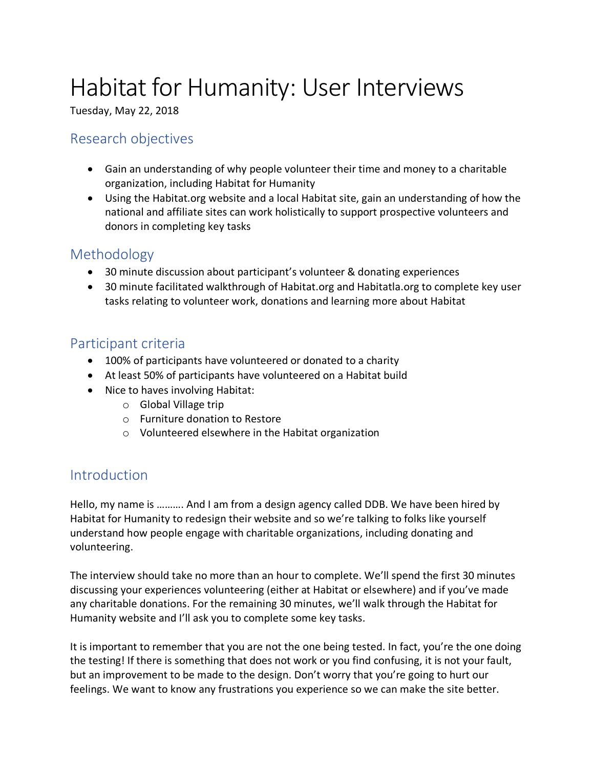# Habitat for Humanity: User Interviews

Tuesday, May 22, 2018

## Research objectives

- Gain an understanding of why people volunteer their time and money to a charitable organization, including Habitat for Humanity
- Using the Habitat.org website and a local Habitat site, gain an understanding of how the national and affiliate sites can work holistically to support prospective volunteers and donors in completing key tasks

## Methodology

- 30 minute discussion about participant's volunteer & donating experiences
- 30 minute facilitated walkthrough of Habitat.org and Habitatla.org to complete key user tasks relating to volunteer work, donations and learning more about Habitat

## Participant criteria

- 100% of participants have volunteered or donated to a charity
- At least 50% of participants have volunteered on a Habitat build
- Nice to haves involving Habitat:
    - Global Village trip
    - Furniture donation to Restore
    - Volunteered elsewhere in the Habitat organization

## Introduction

Hello, my name is ………. And I am from a design agency called DDB. We have been hired by Habitat for Humanity to redesign their website and so we're talking to folks like yourself understand how people engage with charitable organizations, including donating and volunteering.

The interview should take no more than an hour to complete. We'll spend the first 30 minutes discussing your experiences volunteering (either at Habitat or elsewhere) and if you've made any charitable donations. For the remaining 30 minutes, we'll walk through the Habitat for Humanity website and I'll ask you to complete some key tasks.

It is important to remember that you are not the one being tested. In fact, you're the one doing the testing! If there is something that does not work or you find confusing, it is not your fault, but an improvement to be made to the design. Don't worry that you're going to hurt our feelings. We want to know any frustrations you experience so we can make the site better.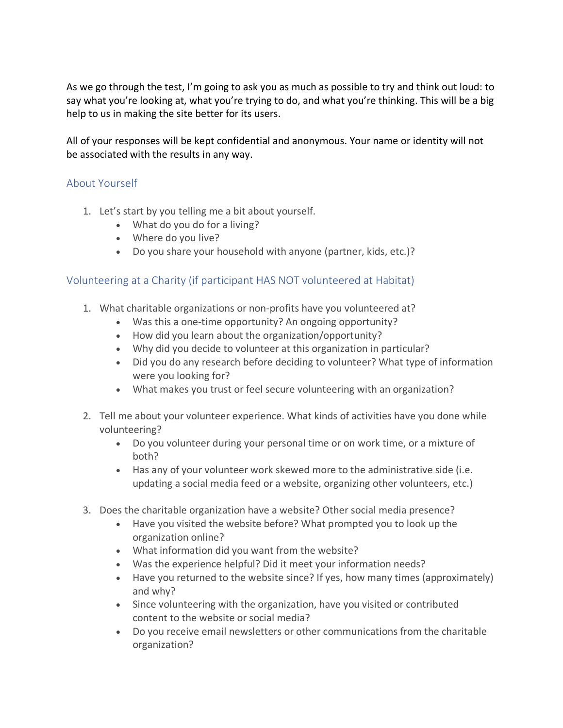As we go through the test, I'm going to ask you as much as possible to try and think out loud: to say what you're looking at, what you're trying to do, and what you're thinking. This will be a big help to us in making the site better for its users.

All of your responses will be kept confidential and anonymous. Your name or identity will not be associated with the results in any way.

## About Yourself

1. Let's start by you telling me a bit about yourself.
   - What do you do for a living?
   - Where do you live?
   - Do you share your household with anyone (partner, kids, etc.)?

## Volunteering at a Charity (if participant HAS NOT volunteered at Habitat)

1. What charitable organizations or non-profits have you volunteered at?
   - Was this a one-time opportunity? An ongoing opportunity?
   - How did you learn about the organization/opportunity?
   - Why did you decide to volunteer at this organization in particular?
   - Did you do any research before deciding to volunteer? What type of information were you looking for?
   - What makes you trust or feel secure volunteering with an organization?

2. Tell me about your volunteer experience. What kinds of activities have you done while volunteering?
   - Do you volunteer during your personal time or on work time, or a mixture of both?
   - Has any of your volunteer work skewed more to the administrative side (i.e. updating a social media feed or a website, organizing other volunteers, etc.)

3. Does the charitable organization have a website? Other social media presence?
   - Have you visited the website before? What prompted you to look up the organization online?
   - What information did you want from the website?
   - Was the experience helpful? Did it meet your information needs?
   - Have you returned to the website since? If yes, how many times (approximately) and why?
   - Since volunteering with the organization, have you visited or contributed content to the website or social media?
   - Do you receive email newsletters or other communications from the charitable organization?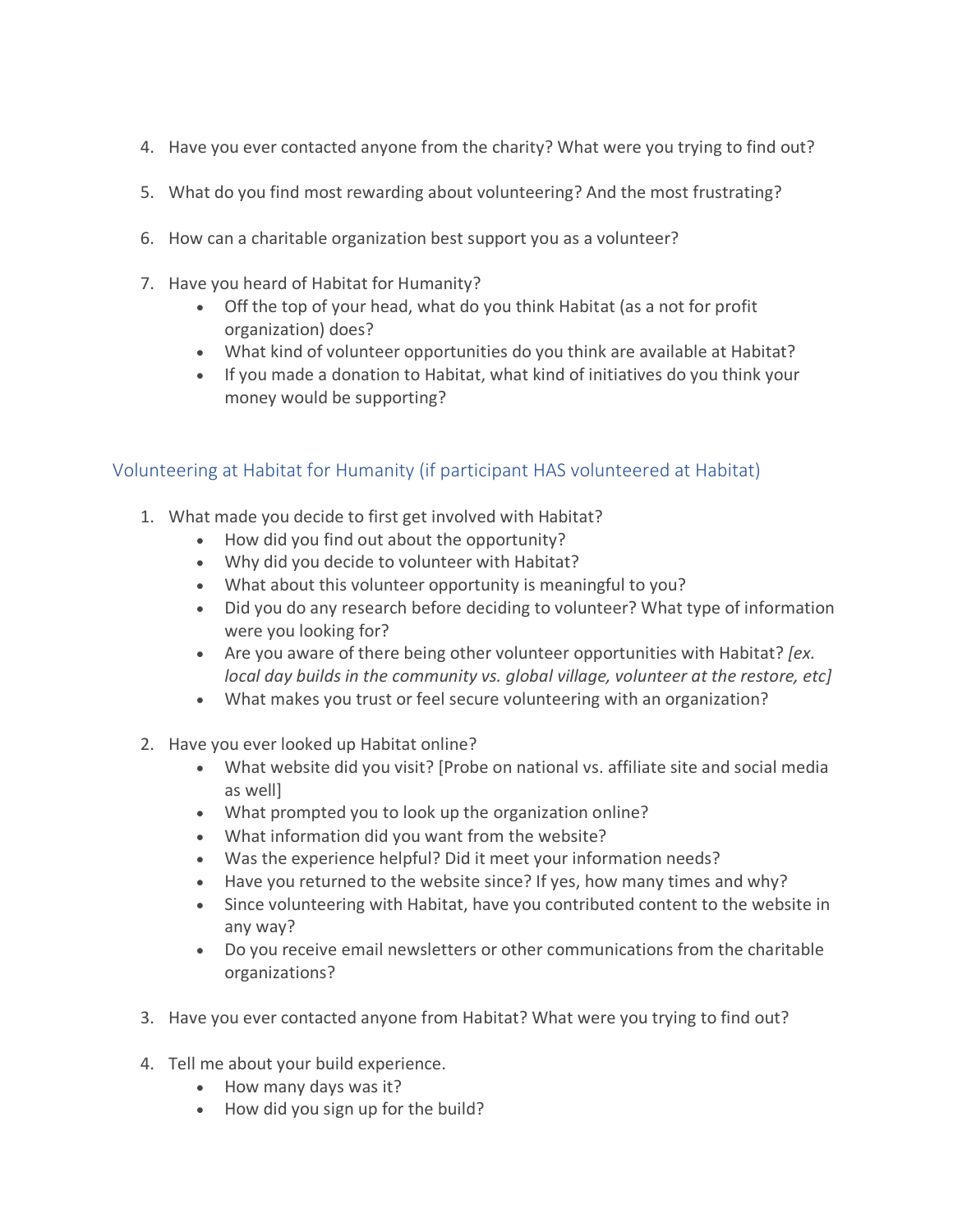4. Have you ever contacted anyone from the charity? What were you trying to find out?

5. What do you find most rewarding about volunteering? And the most frustrating?

6. How can a charitable organization best support you as a volunteer?

7. Have you heard of Habitat for Humanity?
    - Off the top of your head, what do you think Habitat (as a not for profit organization) does?
    - What kind of volunteer opportunities do you think are available at Habitat?
    - If you made a donation to Habitat, what kind of initiatives do you think your money would be supporting?

## Volunteering at Habitat for Humanity (if participant HAS volunteered at Habitat)

1. What made you decide to first get involved with Habitat?
    - How did you find out about the opportunity?
    - Why did you decide to volunteer with Habitat?
    - What about this volunteer opportunity is meaningful to you?
    - Did you do any research before deciding to volunteer? What type of information were you looking for?
    - Are you aware of there being other volunteer opportunities with Habitat? *[ex. local day builds in the community vs. global village, volunteer at the restore, etc]*
    - What makes you trust or feel secure volunteering with an organization?

2. Have you ever looked up Habitat online?
    - What website did you visit? [Probe on national vs. affiliate site and social media as well]
    - What prompted you to look up the organization online?
    - What information did you want from the website?
    - Was the experience helpful? Did it meet your information needs?
    - Have you returned to the website since? If yes, how many times and why?
    - Since volunteering with Habitat, have you contributed content to the website in any way?
    - Do you receive email newsletters or other communications from the charitable organizations?

3. Have you ever contacted anyone from Habitat? What were you trying to find out?

4. Tell me about your build experience.
    - How many days was it?
    - How did you sign up for the build?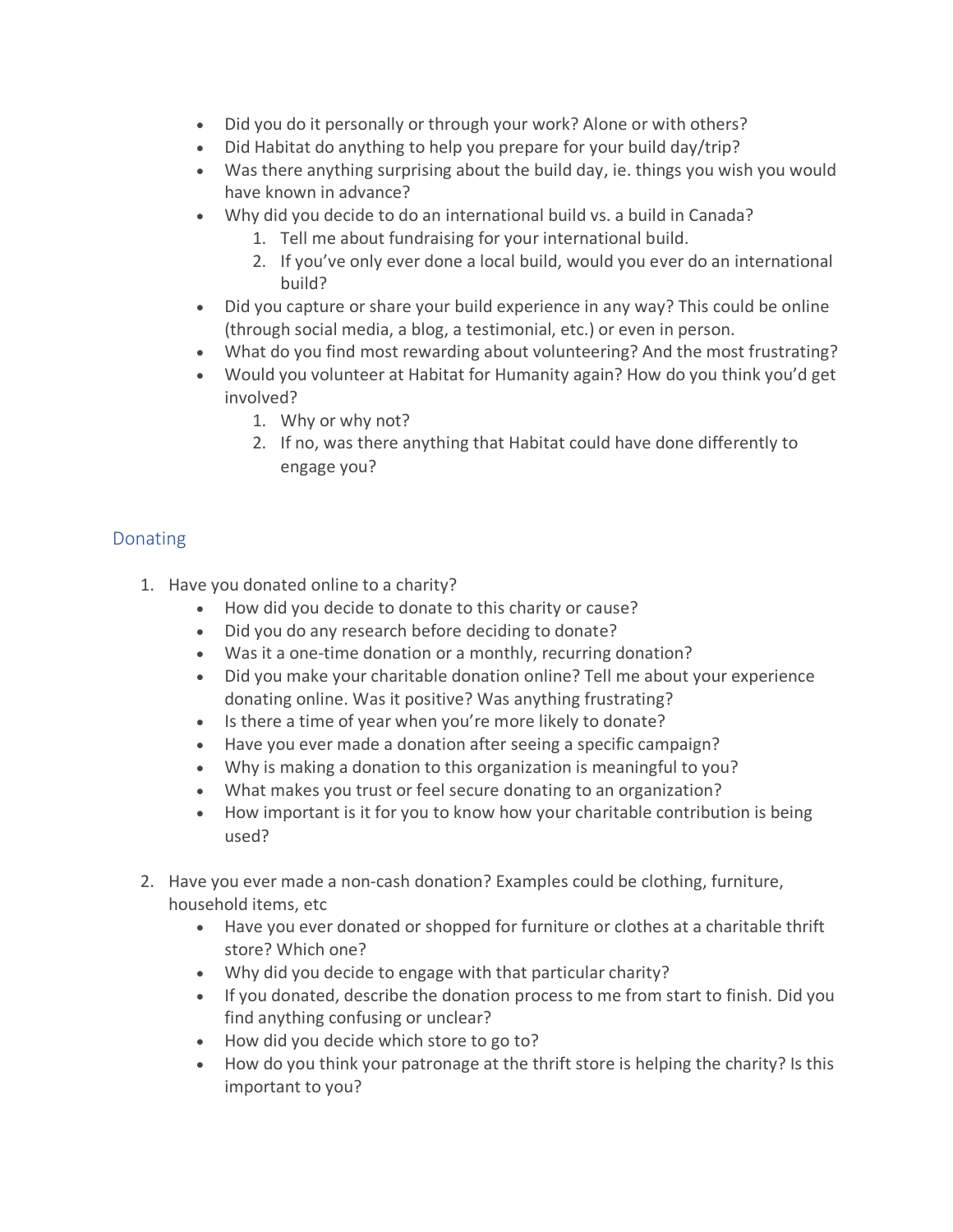- Did you do it personally or through your work? Alone or with others?
- Did Habitat do anything to help you prepare for your build day/trip?
- Was there anything surprising about the build day, ie. things you wish you would have known in advance?
- Why did you decide to do an international build vs. a build in Canada?
    1. Tell me about fundraising for your international build.
    2. If you've only ever done a local build, would you ever do an international build?
- Did you capture or share your build experience in any way? This could be online (through social media, a blog, a testimonial, etc.) or even in person.
- What do you find most rewarding about volunteering? And the most frustrating?
- Would you volunteer at Habitat for Humanity again? How do you think you'd get involved?
    1. Why or why not?
    2. If no, was there anything that Habitat could have done differently to engage you?

## Donating

1. Have you donated online to a charity?
    - How did you decide to donate to this charity or cause?
    - Did you do any research before deciding to donate?
    - Was it a one-time donation or a monthly, recurring donation?
    - Did you make your charitable donation online? Tell me about your experience donating online. Was it positive? Was anything frustrating?
    - Is there a time of year when you're more likely to donate?
    - Have you ever made a donation after seeing a specific campaign?
    - Why is making a donation to this organization is meaningful to you?
    - What makes you trust or feel secure donating to an organization?
    - How important is it for you to know how your charitable contribution is being used?

2. Have you ever made a non-cash donation? Examples could be clothing, furniture, household items, etc
    - Have you ever donated or shopped for furniture or clothes at a charitable thrift store? Which one?
    - Why did you decide to engage with that particular charity?
    - If you donated, describe the donation process to me from start to finish. Did you find anything confusing or unclear?
    - How did you decide which store to go to?
    - How do you think your patronage at the thrift store is helping the charity? Is this important to you?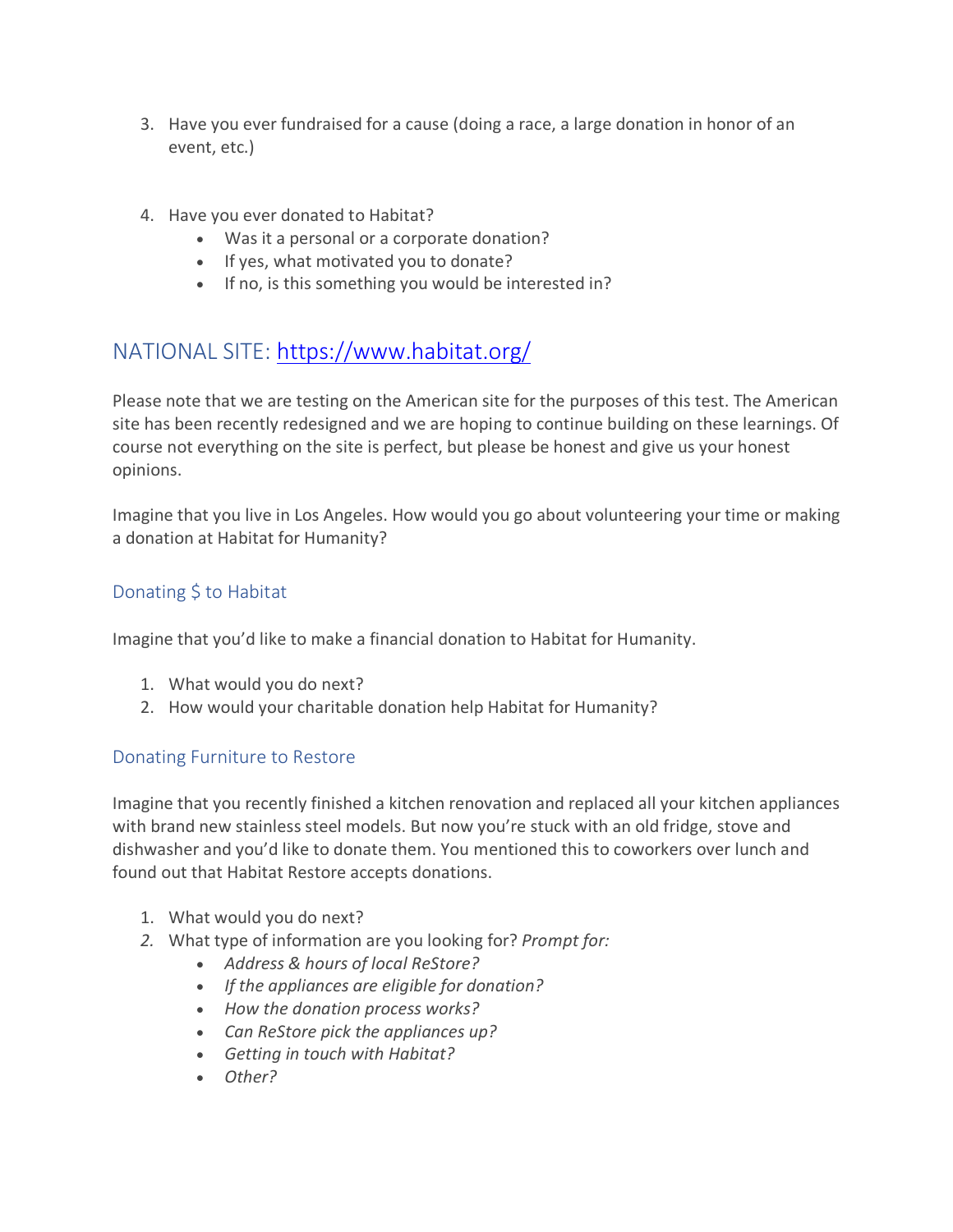3. Have you ever fundraised for a cause (doing a race, a large donation in honor of an event, etc.)

4. Have you ever donated to Habitat?
   - Was it a personal or a corporate donation?
   - If yes, what motivated you to donate?
   - If no, is this something you would be interested in?

## NATIONAL SITE: https://www.habitat.org/

Please note that we are testing on the American site for the purposes of this test. The American site has been recently redesigned and we are hoping to continue building on these learnings. Of course not everything on the site is perfect, but please be honest and give us your honest opinions.

Imagine that you live in Los Angeles. How would you go about volunteering your time or making a donation at Habitat for Humanity?

### Donating $ to Habitat

Imagine that you'd like to make a financial donation to Habitat for Humanity.

1. What would you do next?
2. How would your charitable donation help Habitat for Humanity?

### Donating Furniture to Restore

Imagine that you recently finished a kitchen renovation and replaced all your kitchen appliances with brand new stainless steel models. But now you're stuck with an old fridge, stove and dishwasher and you'd like to donate them. You mentioned this to coworkers over lunch and found out that Habitat Restore accepts donations.

1. What would you do next?
2. What type of information are you looking for? *Prompt for:*
   - *Address & hours of local ReStore?*
   - *If the appliances are eligible for donation?*
   - *How the donation process works?*
   - *Can ReStore pick the appliances up?*
   - *Getting in touch with Habitat?*
   - *Other?*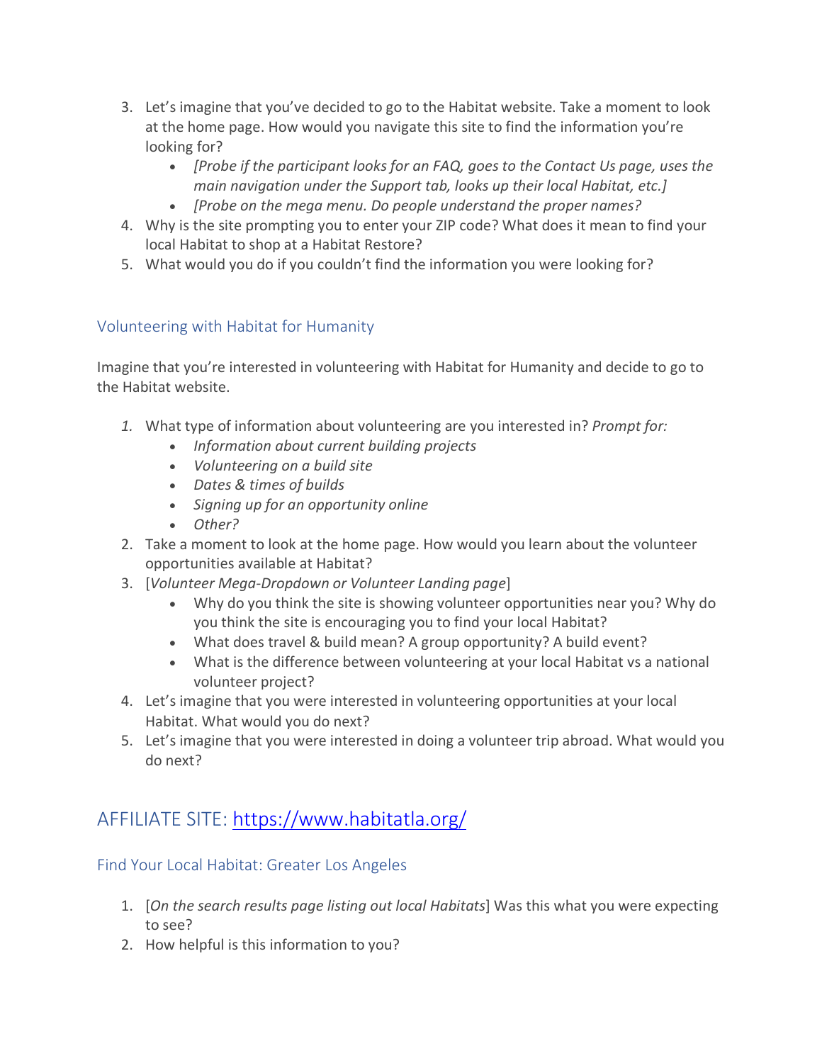3. Let's imagine that you've decided to go to the Habitat website. Take a moment to look at the home page. How would you navigate this site to find the information you're looking for?
    - *[Probe if the participant looks for an FAQ, goes to the Contact Us page, uses the main navigation under the Support tab, looks up their local Habitat, etc.]*
    - *[Probe on the mega menu. Do people understand the proper names?*
4. Why is the site prompting you to enter your ZIP code? What does it mean to find your local Habitat to shop at a Habitat Restore?
5. What would you do if you couldn't find the information you were looking for?

### Volunteering with Habitat for Humanity

Imagine that you're interested in volunteering with Habitat for Humanity and decide to go to the Habitat website.

1. What type of information about volunteering are you interested in? *Prompt for:*
    - *Information about current building projects*
    - *Volunteering on a build site*
    - *Dates & times of builds*
    - *Signing up for an opportunity online*
    - *Other?*
2. Take a moment to look at the home page. How would you learn about the volunteer opportunities available at Habitat?
3. [*Volunteer Mega-Dropdown or Volunteer Landing page*]
    - Why do you think the site is showing volunteer opportunities near you? Why do you think the site is encouraging you to find your local Habitat?
    - What does travel & build mean? A group opportunity? A build event?
    - What is the difference between volunteering at your local Habitat vs a national volunteer project?
4. Let's imagine that you were interested in volunteering opportunities at your local Habitat. What would you do next?
5. Let's imagine that you were interested in doing a volunteer trip abroad. What would you do next?

## AFFILIATE SITE: [https://www.habitatla.org/](https://www.habitatla.org/)

### Find Your Local Habitat: Greater Los Angeles

1. [*On the search results page listing out local Habitats*] Was this what you were expecting to see?
2. How helpful is this information to you?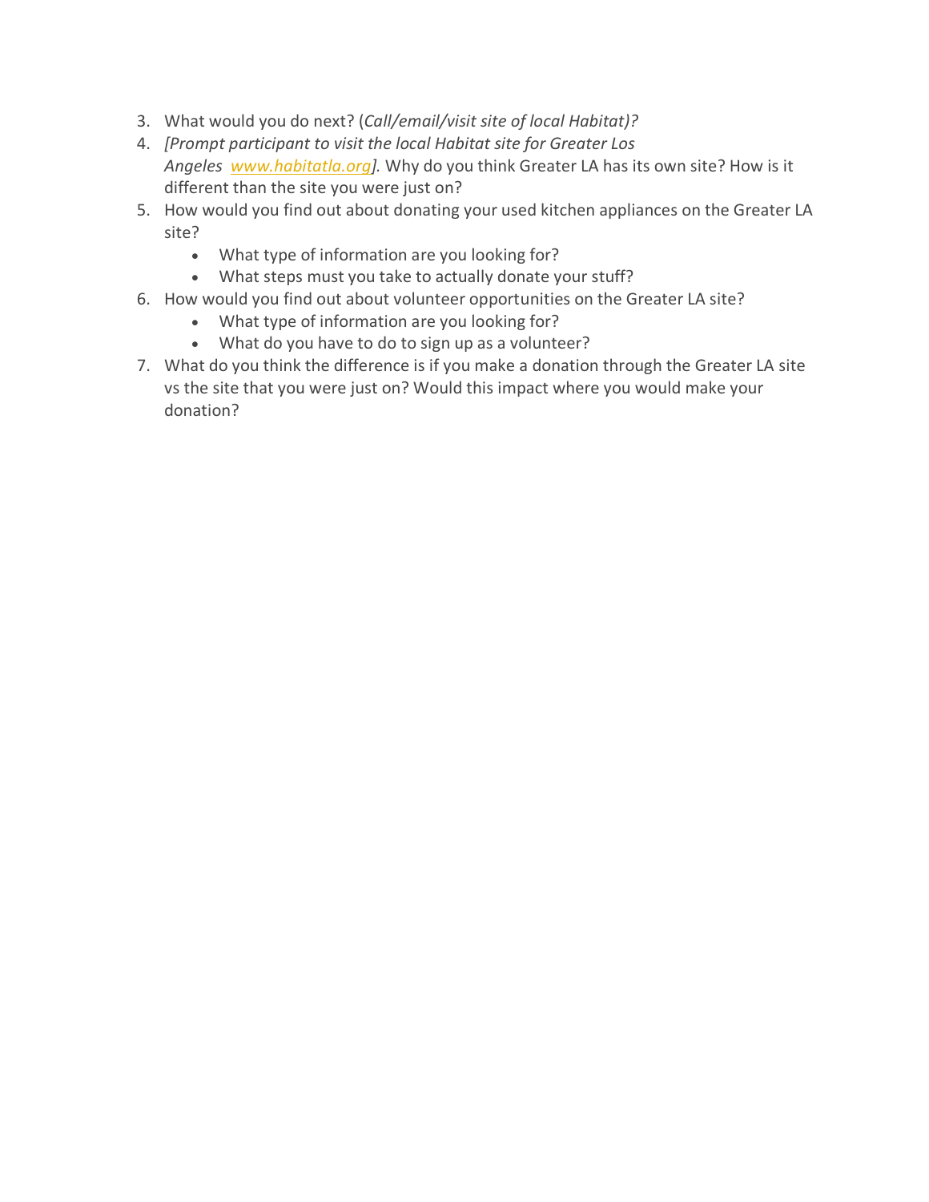3. What would you do next? (*Call/email/visit site of local Habitat)?*
4. *[Prompt participant to visit the local Habitat site for Greater Los Angeles [www.habitatla.org](http://www.habitatla.org)].* Why do you think Greater LA has its own site? How is it different than the site you were just on?
5. How would you find out about donating your used kitchen appliances on the Greater LA site?
   - What type of information are you looking for?
   - What steps must you take to actually donate your stuff?
6. How would you find out about volunteer opportunities on the Greater LA site?
   - What type of information are you looking for?
   - What do you have to do to sign up as a volunteer?
7. What do you think the difference is if you make a donation through the Greater LA site vs the site that you were just on? Would this impact where you would make your donation?